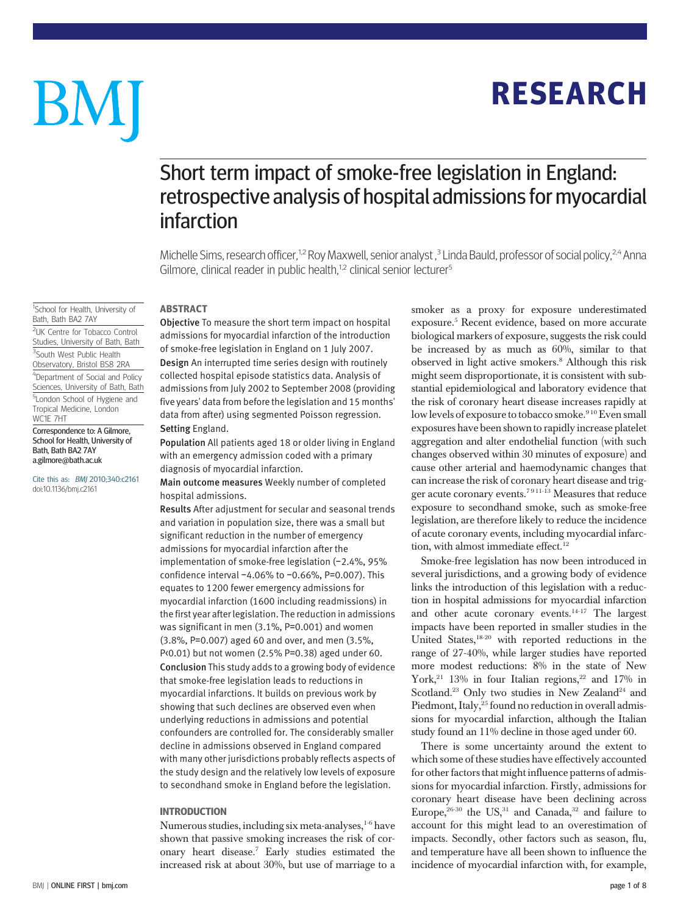# Short term impact of smoke-free legislation in England: retrospective analysis of hospital admissions for myocardial infarction

Michelle Sims, research officer,[1,2] Roy Maxwell, senior analyst,[3] Linda Bauld, professor of social policy,[2,4] Anna Gilmore, clinical reader in public health,[1,2] clinical senior lecturer[5]

[1]School for Health, University of Bath, Bath BA2 7AY
[2]UK Centre for Tobacco Control Studies, University of Bath, Bath
[3]South West Public Health Observatory, Bristol BS8 2RA
[4]Department of Social and Policy Sciences, University of Bath, Bath
[5]London School of Hygiene and Tropical Medicine, London WC1E 7HT

Correspondence to: A Gilmore, School for Health, University of Bath, Bath BA2 7AY a.gilmore@bath.ac.uk

Cite this as: *BMJ* 2010;340:c2161
doi:10.1136/bmj.c2161

## ABSTRACT

**Objective** To measure the short term impact on hospital admissions for myocardial infarction of the introduction of smoke-free legislation in England on 1 July 2007.

**Design** An interrupted time series design with routinely collected hospital episode statistics data. Analysis of admissions from July 2002 to September 2008 (providing five years' data from before the legislation and 15 months' data from after) using segmented Poisson regression.

**Setting** England.

**Population** All patients aged 18 or older living in England with an emergency admission coded with a primary diagnosis of myocardial infarction.

**Main outcome measures** Weekly number of completed hospital admissions.

**Results** After adjustment for secular and seasonal trends and variation in population size, there was a small but significant reduction in the number of emergency admissions for myocardial infarction after the implementation of smoke-free legislation (−2.4%, 95% confidence interval −4.06% to −0.66%, P=0.007). This equates to 1200 fewer emergency admissions for myocardial infarction (1600 including readmissions) in the first year after legislation. The reduction in admissions was significant in men (3.1%, P=0.001) and women (3.8%, P=0.007) aged 60 and over, and men (3.5%, P<0.01) but not women (2.5% P=0.38) aged under 60.

**Conclusion** This study adds to a growing body of evidence that smoke-free legislation leads to reductions in myocardial infarctions. It builds on previous work by showing that such declines are observed even when underlying reductions in admissions and potential confounders are controlled for. The considerably smaller decline in admissions observed in England compared with many other jurisdictions probably reflects aspects of the study design and the relatively low levels of exposure to secondhand smoke in England before the legislation.

## INTRODUCTION

Numerous studies, including six meta-analyses,[1-6] have shown that passive smoking increases the risk of coronary heart disease.[7] Early studies estimated the increased risk at about 30%, but use of marriage to a smoker as a proxy for exposure underestimated exposure.[5] Recent evidence, based on more accurate biological markers of exposure, suggests the risk could be increased by as much as 60%, similar to that observed in light active smokers.[8] Although this risk might seem disproportionate, it is consistent with substantial epidemiological and laboratory evidence that the risk of coronary heart disease increases rapidly at low levels of exposure to tobacco smoke.[9,10] Even small exposures have been shown to rapidly increase platelet aggregation and alter endothelial function (with such changes observed within 30 minutes of exposure) and cause other arterial and haemodynamic changes that can increase the risk of coronary heart disease and trigger acute coronary events.[7,9,11-13] Measures that reduce exposure to secondhand smoke, such as smoke-free legislation, are therefore likely to reduce the incidence of acute coronary events, including myocardial infarction, with almost immediate effect.[12]

Smoke-free legislation has now been introduced in several jurisdictions, and a growing body of evidence links the introduction of this legislation with a reduction in hospital admissions for myocardial infarction and other acute coronary events.[14-17] The largest impacts have been reported in smaller studies in the United States,[18-20] with reported reductions in the range of 27-40%, while larger studies have reported more modest reductions: 8% in the state of New York,[21] 13% in four Italian regions,[22] and 17% in Scotland.[23] Only two studies in New Zealand[24] and Piedmont, Italy,[25] found no reduction in overall admissions for myocardial infarction, although the Italian study found an 11% decline in those aged under 60.

There is some uncertainty around the extent to which some of these studies have effectively accounted for other factors that might influence patterns of admissions for myocardial infarction. Firstly, admissions for coronary heart disease have been declining across Europe,[26-30] the US,[31] and Canada,[32] and failure to account for this might lead to an overestimation of impacts. Secondly, other factors such as season, flu, and temperature have all been shown to influence the incidence of myocardial infarction with, for example,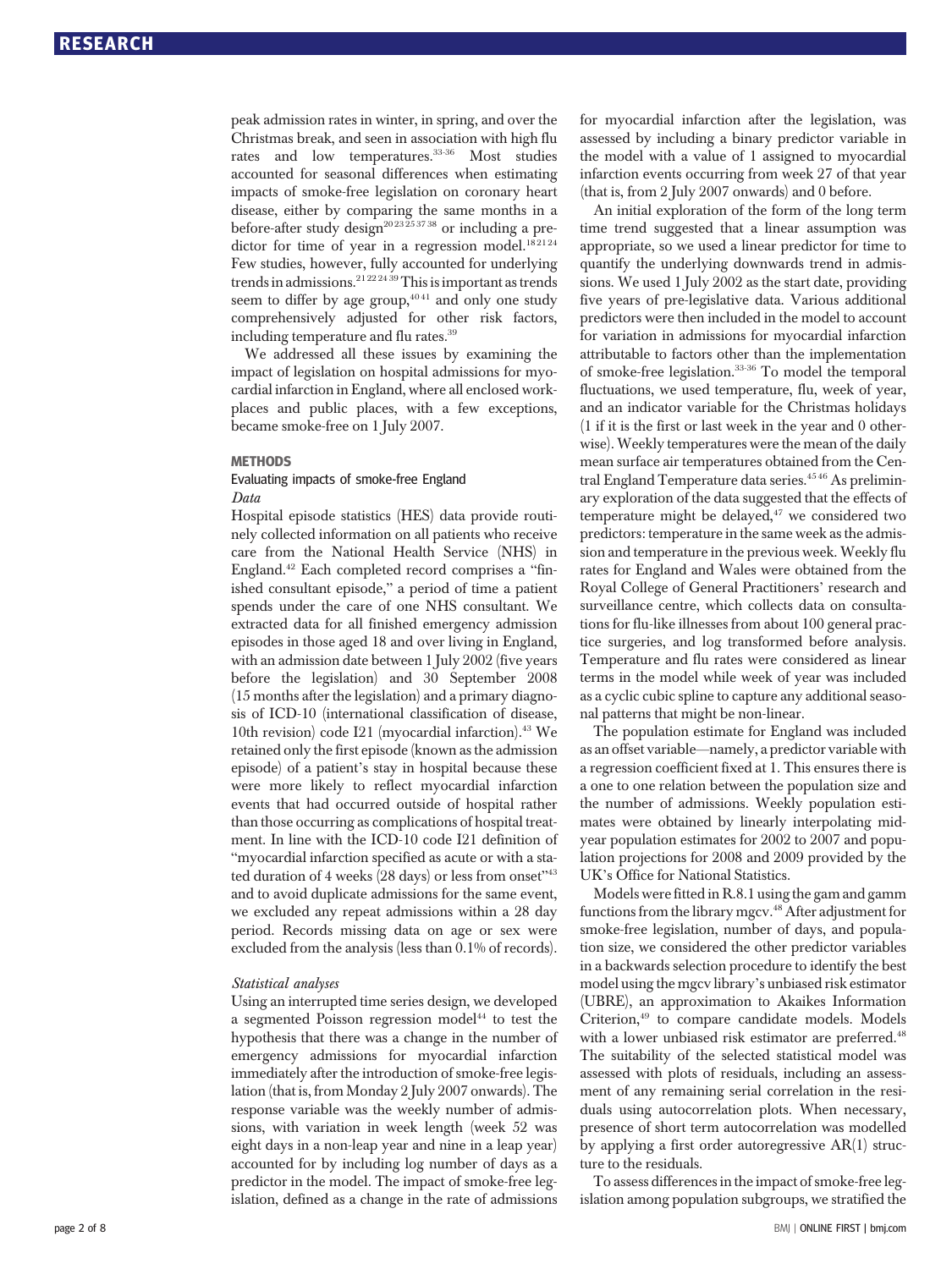peak admission rates in winter, in spring, and over the Christmas break, and seen in association with high flu rates and low temperatures.[33-36] Most studies accounted for seasonal differences when estimating impacts of smoke-free legislation on coronary heart disease, either by comparing the same months in a before-after study design[20 23 25 37 38] or including a predictor for time of year in a regression model.[18 21 24] Few studies, however, fully accounted for underlying trends in admissions.[21 22 24 39] This is important as trends seem to differ by age group,[40 41] and only one study comprehensively adjusted for other risk factors, including temperature and flu rates.[39]

We addressed all these issues by examining the impact of legislation on hospital admissions for myocardial infarction in England, where all enclosed workplaces and public places, with a few exceptions, became smoke-free on 1 July 2007.

## METHODS

### Evaluating impacts of smoke-free England

#### *Data*

Hospital episode statistics (HES) data provide routinely collected information on all patients who receive care from the National Health Service (NHS) in England.[42] Each completed record comprises a "finished consultant episode," a period of time a patient spends under the care of one NHS consultant. We extracted data for all finished emergency admission episodes in those aged 18 and over living in England, with an admission date between 1 July 2002 (five years before the legislation) and 30 September 2008 (15 months after the legislation) and a primary diagnosis of ICD-10 (international classification of disease, 10th revision) code I21 (myocardial infarction).[43] We retained only the first episode (known as the admission episode) of a patient's stay in hospital because these were more likely to reflect myocardial infarction events that had occurred outside of hospital rather than those occurring as complications of hospital treatment. In line with the ICD-10 code I21 definition of "myocardial infarction specified as acute or with a stated duration of 4 weeks (28 days) or less from onset"[43] and to avoid duplicate admissions for the same event, we excluded any repeat admissions within a 28 day period. Records missing data on age or sex were excluded from the analysis (less than 0.1% of records).

#### *Statistical analyses*

Using an interrupted time series design, we developed a segmented Poisson regression model[44] to test the hypothesis that there was a change in the number of emergency admissions for myocardial infarction immediately after the introduction of smoke-free legislation (that is, from Monday 2 July 2007 onwards). The response variable was the weekly number of admissions, with variation in week length (week 52 was eight days in a non-leap year and nine in a leap year) accounted for by including log number of days as a predictor in the model. The impact of smoke-free legislation, defined as a change in the rate of admissions for myocardial infarction after the legislation, was assessed by including a binary predictor variable in the model with a value of 1 assigned to myocardial infarction events occurring from week 27 of that year (that is, from 2 July 2007 onwards) and 0 before.

An initial exploration of the form of the long term time trend suggested that a linear assumption was appropriate, so we used a linear predictor for time to quantify the underlying downwards trend in admissions. We used 1 July 2002 as the start date, providing five years of pre-legislative data. Various additional predictors were then included in the model to account for variation in admissions for myocardial infarction attributable to factors other than the implementation of smoke-free legislation.[33-36] To model the temporal fluctuations, we used temperature, flu, week of year, and an indicator variable for the Christmas holidays (1 if it is the first or last week in the year and 0 otherwise). Weekly temperatures were the mean of the daily mean surface air temperatures obtained from the Central England Temperature data series.[45 46] As preliminary exploration of the data suggested that the effects of temperature might be delayed,[47] we considered two predictors: temperature in the same week as the admission and temperature in the previous week. Weekly flu rates for England and Wales were obtained from the Royal College of General Practitioners' research and surveillance centre, which collects data on consultations for flu-like illnesses from about 100 general practice surgeries, and log transformed before analysis. Temperature and flu rates were considered as linear terms in the model while week of year was included as a cyclic cubic spline to capture any additional seasonal patterns that might be non-linear.

The population estimate for England was included as an offset variable—namely, a predictor variable with a regression coefficient fixed at 1. This ensures there is a one to one relation between the population size and the number of admissions. Weekly population estimates were obtained by linearly interpolating mid-year population estimates for 2002 to 2007 and population projections for 2008 and 2009 provided by the UK's Office for National Statistics.

Models were fitted in R.8.1 using the gam and gamm functions from the library mgcv.[48] After adjustment for smoke-free legislation, number of days, and population size, we considered the other predictor variables in a backwards selection procedure to identify the best model using the mgcv library's unbiased risk estimator (UBRE), an approximation to Akaikes Information Criterion,[49] to compare candidate models. Models with a lower unbiased risk estimator are preferred.[48] The suitability of the selected statistical model was assessed with plots of residuals, including an assessment of any remaining serial correlation in the residuals using autocorrelation plots. When necessary, presence of short term autocorrelation was modelled by applying a first order autoregressive AR(1) structure to the residuals.

To assess differences in the impact of smoke-free legislation among population subgroups, we stratified the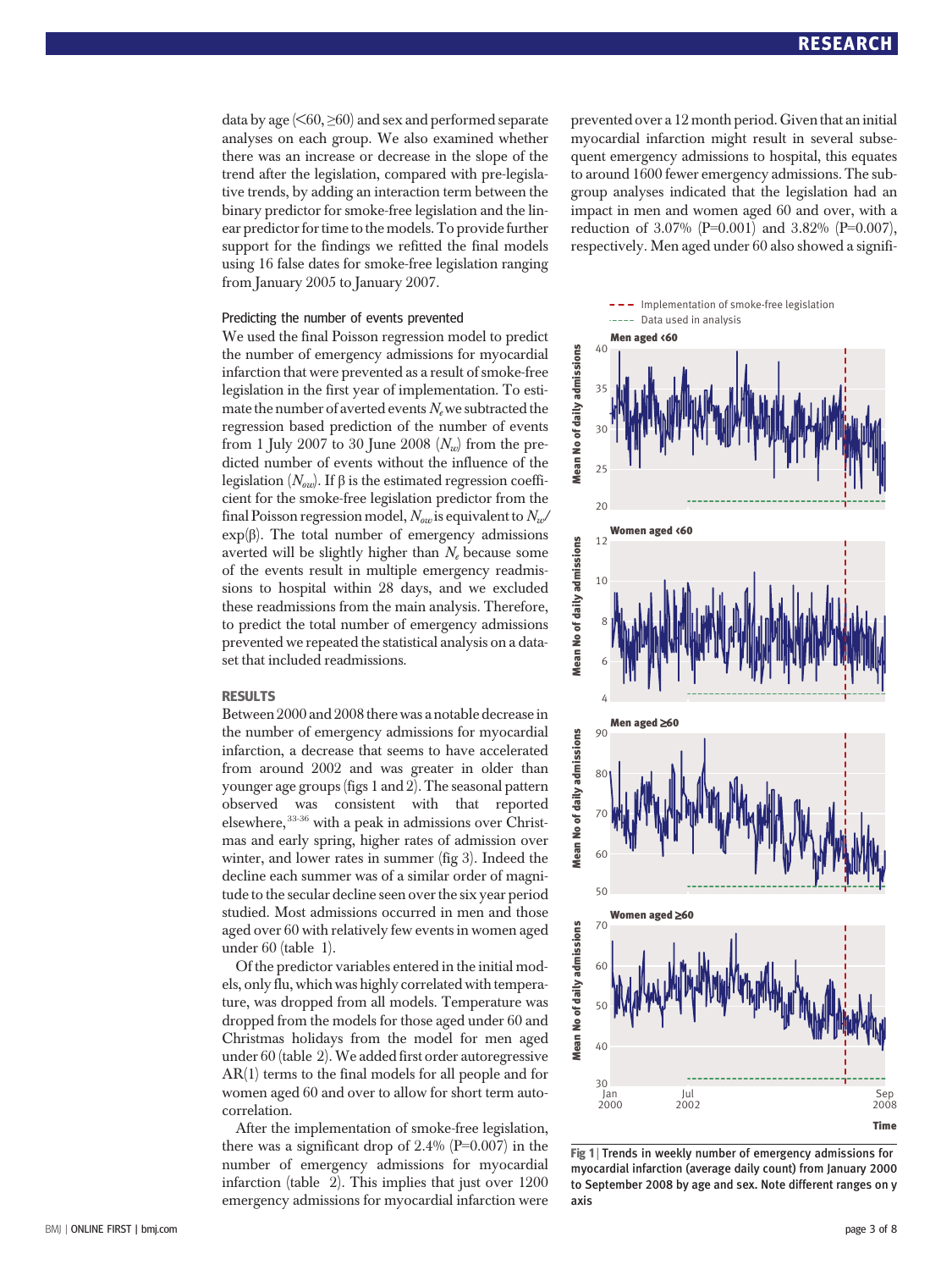data by age (<60, ≥60) and sex and performed separate analyses on each group. We also examined whether there was an increase or decrease in the slope of the trend after the legislation, compared with pre-legislative trends, by adding an interaction term between the binary predictor for smoke-free legislation and the linear predictor for time to the models. To provide further support for the findings we refitted the final models using 16 false dates for smoke-free legislation ranging from January 2005 to January 2007.

### Predicting the number of events prevented

We used the final Poisson regression model to predict the number of emergency admissions for myocardial infarction that were prevented as a result of smoke-free legislation in the first year of implementation. To estimate the number of averted events $N_e$ we subtracted the regression based prediction of the number of events from 1 July 2007 to 30 June 2008 ($N_w$) from the predicted number of events without the influence of the legislation ($N_{ow}$). If β is the estimated regression coefficient for the smoke-free legislation predictor from the final Poisson regression model, $N_{ow}$ is equivalent to $N_w/\exp(\beta)$. The total number of emergency admissions averted will be slightly higher than $N_e$ because some of the events result in multiple emergency readmissions to hospital within 28 days, and we excluded these readmissions from the main analysis. Therefore, to predict the total number of emergency admissions prevented we repeated the statistical analysis on a dataset that included readmissions.

## RESULTS

Between 2000 and 2008 there was a notable decrease in the number of emergency admissions for myocardial infarction, a decrease that seems to have accelerated from around 2002 and was greater in older than younger age groups (figs 1 and 2). The seasonal pattern observed was consistent with that reported elsewhere,[33-36] with a peak in admissions over Christmas and early spring, higher rates of admission over winter, and lower rates in summer (fig 3). Indeed the decline each summer was of a similar order of magnitude to the secular decline seen over the six year period studied. Most admissions occurred in men and those aged over 60 with relatively few events in women aged under 60 (table 1).

Of the predictor variables entered in the initial models, only flu, which was highly correlated with temperature, was dropped from all models. Temperature was dropped from the models for those aged under 60 and Christmas holidays from the model for men aged under 60 (table 2). We added first order autoregressive AR(1) terms to the final models for all people and for women aged 60 and over to allow for short term autocorrelation.

After the implementation of smoke-free legislation, there was a significant drop of 2.4% (P=0.007) in the number of emergency admissions for myocardial infarction (table 2). This implies that just over 1200 emergency admissions for myocardial infarction were prevented over a 12 month period. Given that an initial myocardial infarction might result in several subsequent emergency admissions to hospital, this equates to around 1600 fewer emergency admissions. The subgroup analyses indicated that the legislation had an impact in men and women aged 60 and over, with a reduction of 3.07% (P=0.001) and 3.82% (P=0.007), respectively. Men aged under 60 also showed a signifi-

Fig 1 | Trends in weekly number of emergency admissions for myocardial infarction (average daily count) from January 2000 to September 2008 by age and sex. Note different ranges on y axis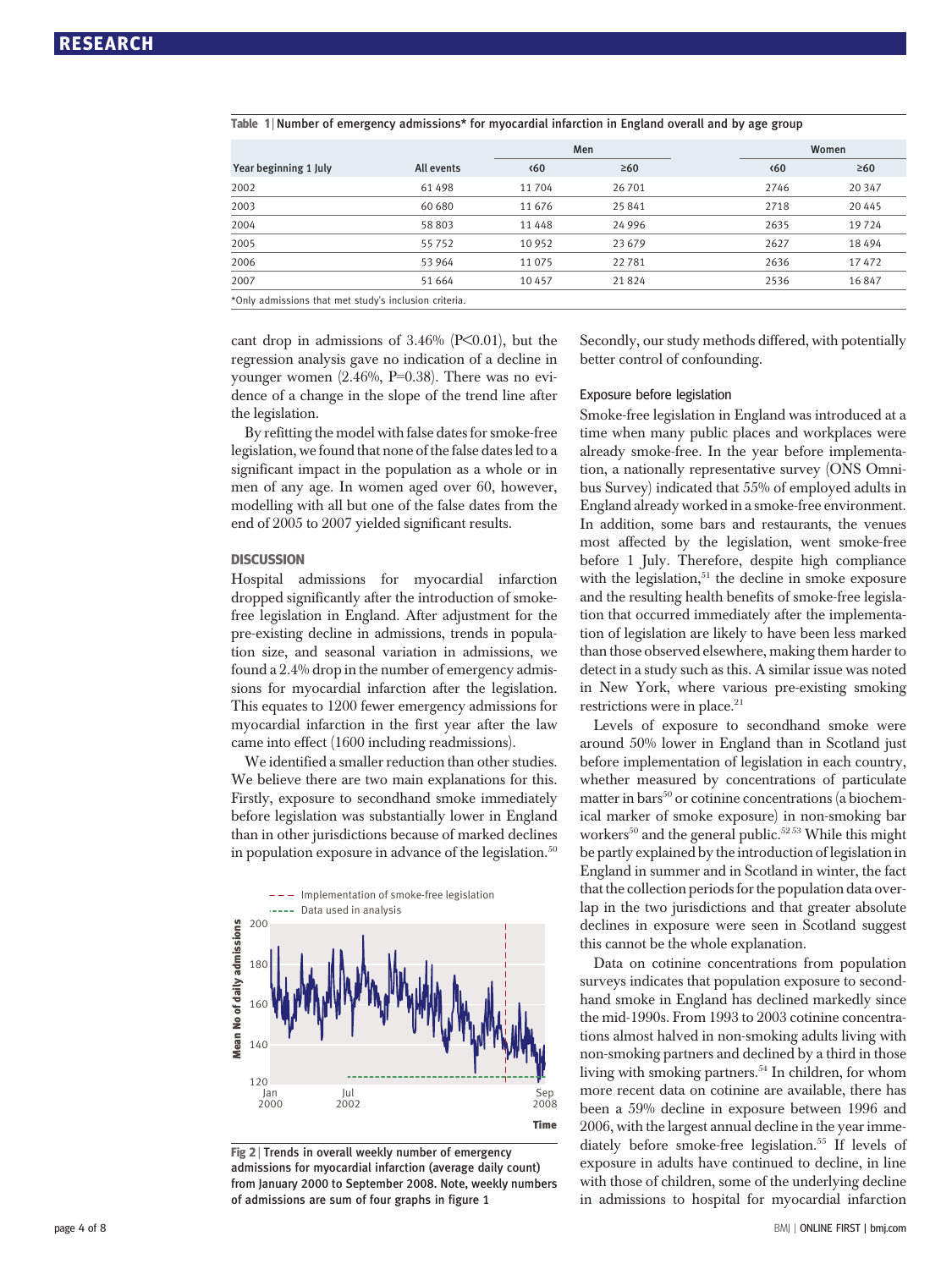Table 1 | Number of emergency admissions* for myocardial infarction in England overall and by age group

| Year beginning 1 July | All events | Men | | Women | |
|---|---|---|---|---|---|
| | | <60 | ≥60 | <60 | ≥60 |
| 2002 | 61 498 | 11 704 | 26 701 | 2746 | 20 347 |
| 2003 | 60 680 | 11 676 | 25 841 | 2718 | 20 445 |
| 2004 | 58 803 | 11 448 | 24 996 | 2635 | 19 724 |
| 2005 | 55 752 | 10 952 | 23 679 | 2627 | 18 494 |
| 2006 | 53 964 | 11 075 | 22 781 | 2636 | 17 472 |
| 2007 | 51 664 | 10 457 | 21 824 | 2536 | 16 847 |

*Only admissions that met study's inclusion criteria.

cant drop in admissions of 3.46% ($P<0.01$), but the regression analysis gave no indication of a decline in younger women (2.46%, $P=0.38$). There was no evidence of a change in the slope of the trend line after the legislation.

By refitting the model with false dates for smoke-free legislation, we found that none of the false dates led to a significant impact in the population as a whole or in men of any age. In women aged over 60, however, modelling with all but one of the false dates from the end of 2005 to 2007 yielded significant results.

## DISCUSSION

Hospital admissions for myocardial infarction dropped significantly after the introduction of smoke-free legislation in England. After adjustment for the pre-existing decline in admissions, trends in population size, and seasonal variation in admissions, we found a 2.4% drop in the number of emergency admissions for myocardial infarction after the legislation. This equates to 1200 fewer emergency admissions for myocardial infarction in the first year after the law came into effect (1600 including readmissions).

We identified a smaller reduction than other studies. We believe there are two main explanations for this. Firstly, exposure to secondhand smoke immediately before legislation was substantially lower in England than in other jurisdictions because of marked declines in population exposure in advance of the legislation.[50]

Fig 2 | Trends in overall weekly number of emergency admissions for myocardial infarction (average daily count) from January 2000 to September 2008. Note, weekly numbers of admissions are sum of four graphs in figure 1

Secondly, our study methods differed, with potentially better control of confounding.

### Exposure before legislation

Smoke-free legislation in England was introduced at a time when many public places and workplaces were already smoke-free. In the year before implementation, a nationally representative survey (ONS Omnibus Survey) indicated that 55% of employed adults in England already worked in a smoke-free environment. In addition, some bars and restaurants, the venues most affected by the legislation, went smoke-free before 1 July. Therefore, despite high compliance with the legislation,[51] the decline in smoke exposure and the resulting health benefits of smoke-free legislation that occurred immediately after the implementation of legislation are likely to have been less marked than those observed elsewhere, making them harder to detect in a study such as this. A similar issue was noted in New York, where various pre-existing smoking restrictions were in place.[21]

Levels of exposure to secondhand smoke were around 50% lower in England than in Scotland just before implementation of legislation in each country, whether measured by concentrations of particulate matter in bars[50] or cotinine concentrations (a biochemical marker of smoke exposure) in non-smoking bar workers[50] and the general public.[52,53] While this might be partly explained by the introduction of legislation in England in summer and in Scotland in winter, the fact that the collection periods for the population data overlap in the two jurisdictions and that greater absolute declines in exposure were seen in Scotland suggest this cannot be the whole explanation.

Data on cotinine concentrations from population surveys indicates that population exposure to secondhand smoke in England has declined markedly since the mid-1990s. From 1993 to 2003 cotinine concentrations almost halved in non-smoking adults living with non-smoking partners and declined by a third in those living with smoking partners.[54] In children, for whom more recent data on cotinine are available, there has been a 59% decline in exposure between 1996 and 2006, with the largest annual decline in the year immediately before smoke-free legislation.[55] If levels of exposure in adults have continued to decline, in line with those of children, some of the underlying decline in admissions to hospital for myocardial infarction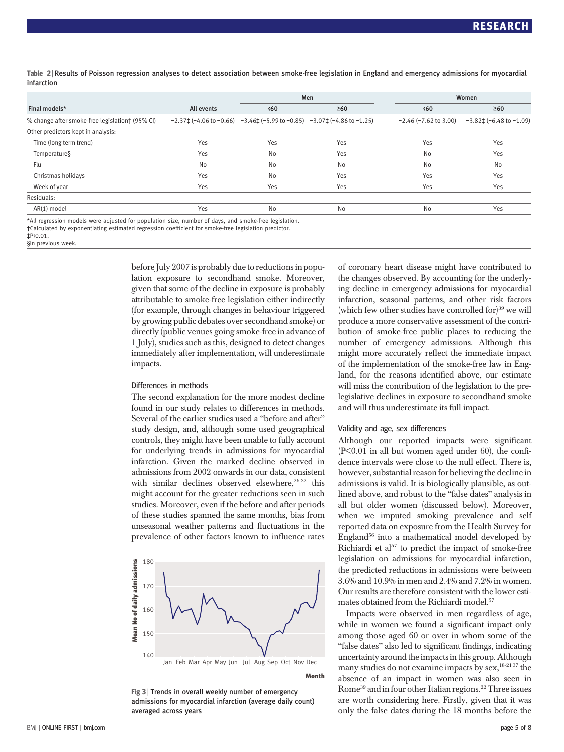**Table 2** | Results of Poisson regression analyses to detect association between smoke-free legislation in England and emergency admissions for myocardial infarction

| Final models* | All events | Men | | Women | |
|---|---|---|---|---|---|
| | | <60 | ≥60 | <60 | ≥60 |
| % change after smoke-free legislation† (95% CI) | −2.37‡ (−4.06 to −0.66) | −3.46‡ (−5.99 to −0.85) | −3.07‡ (−4.86 to −1.25) | −2.46 (−7.62 to 3.00) | −3.82‡ (−6.48 to −1.09) |
| Other predictors kept in analysis: | | | | | |
| Time (long term trend) | Yes | Yes | Yes | Yes | Yes |
| Temperature§ | Yes | No | Yes | No | Yes |
| Flu | No | No | No | No | No |
| Christmas holidays | Yes | No | Yes | Yes | Yes |
| Week of year | Yes | Yes | Yes | Yes | Yes |
| Residuals: | | | | | |
| AR(1) model | Yes | No | No | No | Yes |

*All regression models were adjusted for population size, number of days, and smoke-free legislation.
†Calculated by exponentiating estimated regression coefficient for smoke-free legislation predictor.
‡P<0.01.
§In previous week.

before July 2007 is probably due to reductions in population exposure to secondhand smoke. Moreover, given that some of the decline in exposure is probably attributable to smoke-free legislation either indirectly (for example, through changes in behaviour triggered by growing public debates over secondhand smoke) or directly (public venues going smoke-free in advance of 1 July), studies such as this, designed to detect changes immediately after implementation, will underestimate impacts.

### Differences in methods

The second explanation for the more modest decline found in our study relates to differences in methods. Several of the earlier studies used a "before and after" study design, and, although some used geographical controls, they might have been unable to fully account for underlying trends in admissions for myocardial infarction. Given the marked decline observed in admissions from 2002 onwards in our data, consistent with similar declines observed elsewhere,[26-32] this might account for the greater reductions seen in such studies. Moreover, even if the before and after periods of these studies spanned the same months, bias from unseasonal weather patterns and fluctuations in the prevalence of other factors known to influence rates of coronary heart disease might have contributed to the changes observed. By accounting for the underlying decline in emergency admissions for myocardial infarction, seasonal patterns, and other risk factors (which few other studies have controlled for)[39] we will produce a more conservative assessment of the contribution of smoke-free public places to reducing the number of emergency admissions. Although this might more accurately reflect the immediate impact of the implementation of the smoke-free law in England, for the reasons identified above, our estimate will miss the contribution of the legislation to the pre-legislative declines in exposure to secondhand smoke and will thus underestimate its full impact.

**Fig 3** | Trends in overall weekly number of emergency admissions for myocardial infarction (average daily count) averaged across years

### Validity and age, sex differences

Although our reported impacts were significant ($P<0.01$ in all but women aged under 60), the confidence intervals were close to the null effect. There is, however, substantial reason for believing the decline in admissions is valid. It is biologically plausible, as outlined above, and robust to the "false dates" analysis in all but older women (discussed below). Moreover, when we imputed smoking prevalence and self reported data on exposure from the Health Survey for England[56] into a mathematical model developed by Richiardi et al[57] to predict the impact of smoke-free legislation on admissions for myocardial infarction, the predicted reductions in admissions were between 3.6% and 10.9% in men and 2.4% and 7.2% in women. Our results are therefore consistent with the lower estimates obtained from the Richiardi model.[57]

Impacts were observed in men regardless of age, while in women we found a significant impact only among those aged 60 or over in whom some of the "false dates" also led to significant findings, indicating uncertainty around the impacts in this group. Although many studies do not examine impacts by sex,[18-21 37] the absence of an impact in women was also seen in Rome[39] and in four other Italian regions.[22] Three issues are worth considering here. Firstly, given that it was only the false dates during the 18 months before the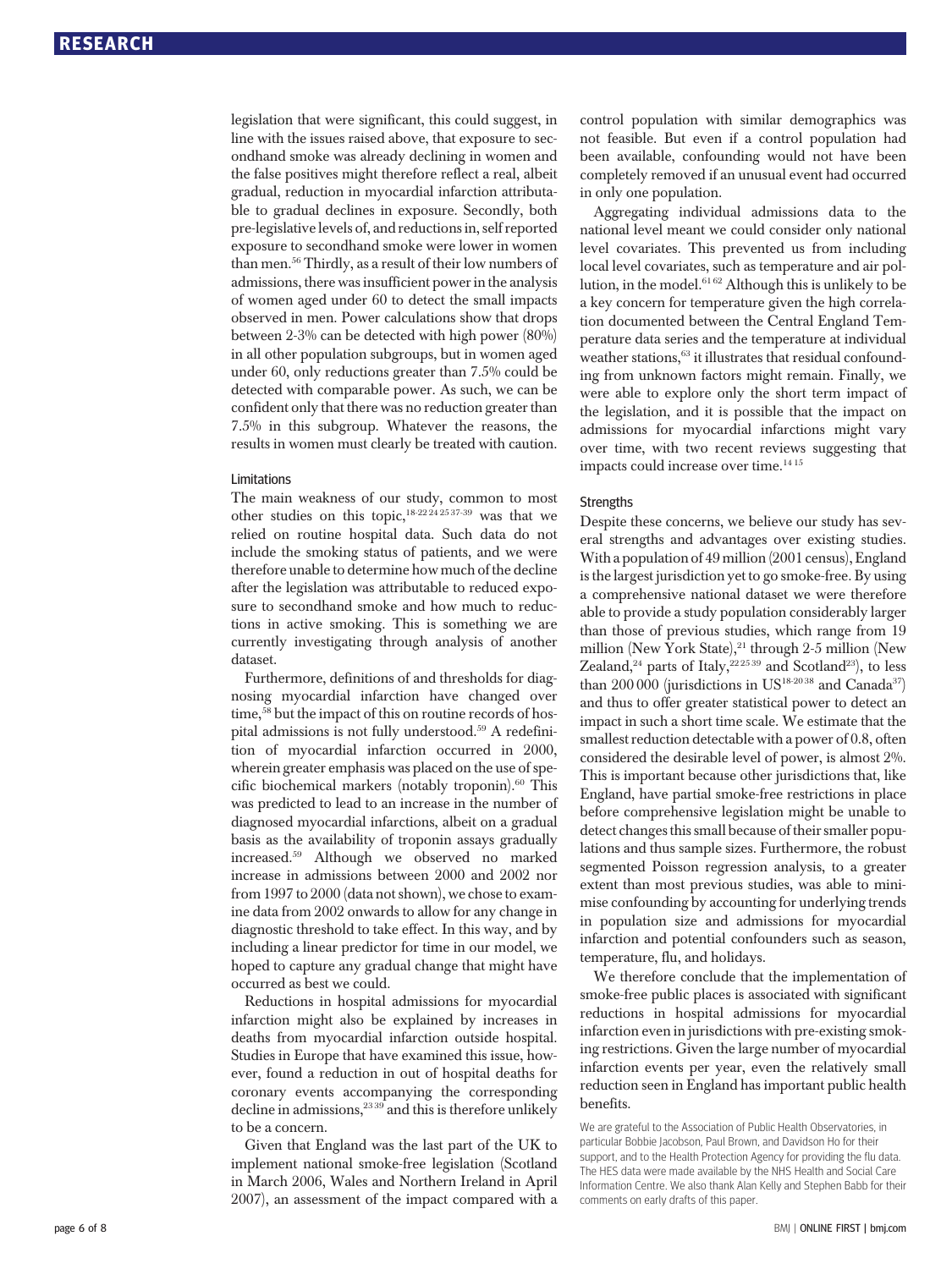legislation that were significant, this could suggest, in line with the issues raised above, that exposure to secondhand smoke was already declining in women and the false positives might therefore reflect a real, albeit gradual, reduction in myocardial infarction attributable to gradual declines in exposure. Secondly, both pre-legislative levels of, and reductions in, self reported exposure to secondhand smoke were lower in women than men.[56] Thirdly, as a result of their low numbers of admissions, there was insufficient power in the analysis of women aged under 60 to detect the small impacts observed in men. Power calculations show that drops between 2-3% can be detected with high power (80%) in all other population subgroups, but in women aged under 60, only reductions greater than 7.5% could be detected with comparable power. As such, we can be confident only that there was no reduction greater than 7.5% in this subgroup. Whatever the reasons, the results in women must clearly be treated with caution.

### Limitations

The main weakness of our study, common to most other studies on this topic,[18-22 24 25 37-39] was that we relied on routine hospital data. Such data do not include the smoking status of patients, and we were therefore unable to determine how much of the decline after the legislation was attributable to reduced exposure to secondhand smoke and how much to reductions in active smoking. This is something we are currently investigating through analysis of another dataset.

Furthermore, definitions of and thresholds for diagnosing myocardial infarction have changed over time,[58] but the impact of this on routine records of hospital admissions is not fully understood.[59] A redefinition of myocardial infarction occurred in 2000, wherein greater emphasis was placed on the use of specific biochemical markers (notably troponin).[60] This was predicted to lead to an increase in the number of diagnosed myocardial infarctions, albeit on a gradual basis as the availability of troponin assays gradually increased.[59] Although we observed no marked increase in admissions between 2000 and 2002 nor from 1997 to 2000 (data not shown), we chose to examine data from 2002 onwards to allow for any change in diagnostic threshold to take effect. In this way, and by including a linear predictor for time in our model, we hoped to capture any gradual change that might have occurred as best we could.

Reductions in hospital admissions for myocardial infarction might also be explained by increases in deaths from myocardial infarction outside hospital. Studies in Europe that have examined this issue, however, found a reduction in out of hospital deaths for coronary events accompanying the corresponding decline in admissions,[23 39] and this is therefore unlikely to be a concern.

Given that England was the last part of the UK to implement national smoke-free legislation (Scotland in March 2006, Wales and Northern Ireland in April 2007), an assessment of the impact compared with a control population with similar demographics was not feasible. But even if a control population had been available, confounding would not have been completely removed if an unusual event had occurred in only one population.

Aggregating individual admissions data to the national level meant we could consider only national level covariates. This prevented us from including local level covariates, such as temperature and air pollution, in the model.[61 62] Although this is unlikely to be a key concern for temperature given the high correlation documented between the Central England Temperature data series and the temperature at individual weather stations,[63] it illustrates that residual confounding from unknown factors might remain. Finally, we were able to explore only the short term impact of the legislation, and it is possible that the impact on admissions for myocardial infarctions might vary over time, with two recent reviews suggesting that impacts could increase over time.[14 15]

### Strengths

Despite these concerns, we believe our study has several strengths and advantages over existing studies. With a population of 49 million (2001 census), England is the largest jurisdiction yet to go smoke-free. By using a comprehensive national dataset we were therefore able to provide a study population considerably larger than those of previous studies, which range from 19 million (New York State),[21] through 2-5 million (New Zealand,[24] parts of Italy,[22 25 39] and Scotland[23]), to less than 200 000 (jurisdictions in US[18-20 38] and Canada[37]) and thus to offer greater statistical power to detect an impact in such a short time scale. We estimate that the smallest reduction detectable with a power of 0.8, often considered the desirable level of power, is almost 2%. This is important because other jurisdictions that, like England, have partial smoke-free restrictions in place before comprehensive legislation might be unable to detect changes this small because of their smaller populations and thus sample sizes. Furthermore, the robust segmented Poisson regression analysis, to a greater extent than most previous studies, was able to minimise confounding by accounting for underlying trends in population size and admissions for myocardial infarction and potential confounders such as season, temperature, flu, and holidays.

We therefore conclude that the implementation of smoke-free public places is associated with significant reductions in hospital admissions for myocardial infarction even in jurisdictions with pre-existing smoking restrictions. Given the large number of myocardial infarction events per year, even the relatively small reduction seen in England has important public health benefits.

We are grateful to the Association of Public Health Observatories, in particular Bobbie Jacobson, Paul Brown, and Davidson Ho for their support, and to the Health Protection Agency for providing the flu data. The HES data were made available by the NHS Health and Social Care Information Centre. We also thank Alan Kelly and Stephen Babb for their comments on early drafts of this paper.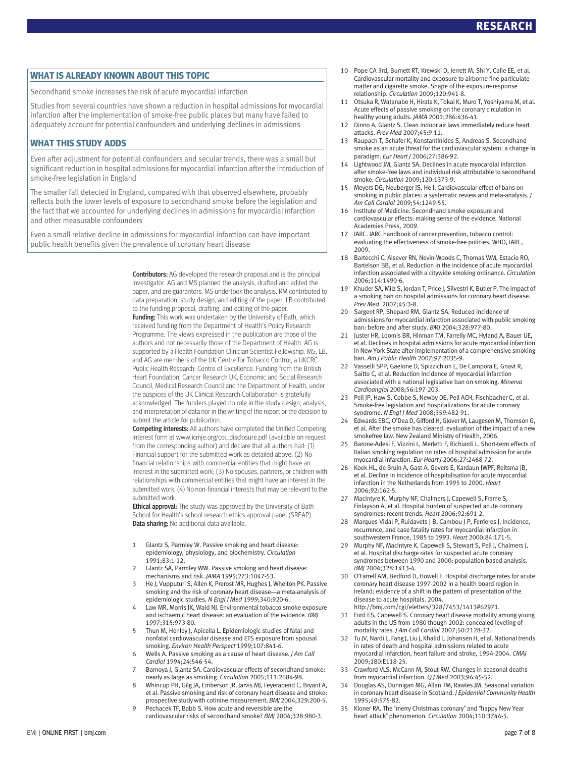## WHAT IS ALREADY KNOWN ABOUT THIS TOPIC

Secondhand smoke increases the risk of acute myocardial infarction

Studies from several countries have shown a reduction in hospital admissions for myocardial infarction after the implementation of smoke-free public places but many have failed to adequately account for potential confounders and underlying declines in admissions

## WHAT THIS STUDY ADDS

Even after adjustment for potential confounders and secular trends, there was a small but significant reduction in hospital admissions for myocardial infarction after the introduction of smoke-free legislation in England

The smaller fall detected in England, compared with that observed elsewhere, probably reflects both the lower levels of exposure to secondhand smoke before the legislation and the fact that we accounted for underlying declines in admissions for myocardial infarction and other measurable confounders

Even a small relative decline in admissions for myocardial infarction can have important public health benefits given the prevalence of coronary heart disease

**Contributors:** AG developed the research proposal and is the principal investigator. AG and MS planned the analysis, drafted and edited the paper, and are guarantors. MS undertook the analysis. RM contributed to data preparation, study design, and editing of the paper. LB contributed to the funding proposal, drafting, and editing of the paper.

**Funding:** This work was undertaken by the University of Bath, which received funding from the Department of Health's Policy Research Programme. The views expressed in the publication are those of the authors and not necessarily those of the Department of Health. AG is supported by a Health Foundation Clinician Scientist Fellowship. MS, LB, and AG are members of the UK Centre for Tobacco Control, a UKCRC Public Health Research: Centre of Excellence. Funding from the British Heart Foundation, Cancer Research UK, Economic and Social Research Council, Medical Research Council and the Department of Health, under the auspices of the UK Clinical Research Collaboration is gratefully acknowledged. The funders played no role in the study design, analysis, and interpretation of data nor in the writing of the report or the decision to submit the article for publication.

**Competing interests:** All authors have completed the Unified Competing Interest form at www.icmje.org/coi_disclosure.pdf (available on request from the corresponding author) and declare that all authors had: (1) Financial support for the submitted work as detailed above; (2) No financial relationships with commercial entities that might have an interest in the submitted work; (3) No spouses, partners, or children with relationships with commercial entities that might have an interest in the submitted work; (4) No non-financial interests that may be relevant to the submitted work.

**Ethical approval:** The study was approved by the University of Bath School for Health's school research ethics approval panel (SREAP).

**Data sharing:** No additional data available.

1. Glantz S, Parmley W. Passive smoking and heart disease: epidemiology, physiology, and biochemistry. *Circulation* 1991;83:1-12.
2. Glantz SA, Parmley WW. Passive smoking and heart disease: mechanisms and risk. *JAMA* 1995;273:1047-53.
3. He J, Vupputuri S, Allen K, Prerost MR, Hughes J, Whelton PK. Passive smoking and the risk of coronary heart disease—a meta-analysis of epidemiologic studies. *N Engl J Med* 1999;340:920-6.
4. Law MR, Morris JK, Wald NJ. Environmental tobacco smoke exposure and ischaemic heart disease: an evaluation of the evidence. *BMJ* 1997;315:973-80.
5. Thun M, Henley J, Apicella L. Epidemiologic studies of fatal and nonfatal cardiovascular disease and ETS exposure from spousal smoking. *Environ Health Perspect* 1999;107:841-6.
6. Wells A. Passive smoking as a cause of heart disease. *J Am Coll Cardiol* 1994;24:546-54.
7. Barnoya J, Glantz SA. Cardiovascular effects of secondhand smoke: nearly as large as smoking. *Circulation* 2005;111:2684-98.
8. Whincup PH, Gilg JA, Emberson JR, Jarvis MJ, Feyerabend C, Bryant A, et al. Passive smoking and risk of coronary heart disease and stroke: prospective study with cotinine measurement. *BMJ* 2004;329:200-5.
9. Pechacek TF, Babb S. How acute and reversible are the cardiovascular risks of secondhand smoke? *BMJ* 2004;328:980-3.
10. Pope CA 3rd, Burnett RT, Krewski D, Jerrett M, Shi Y, Calle EE, et al. Cardiovascular mortality and exposure to airborne fine particulate matter and cigarette smoke. Shape of the exposure-response relationship. *Circulation* 2009;120:941-8.
11. Otsuka R, Watanabe H, Hirata K, Tokai K, Muro T, Yoshiyama M, et al. Acute effects of passive smoking on the coronary circulation in healthy young adults. *JAMA* 2001;286:436-41.
12. Dinno A, Glantz S. Clean indoor air laws immediately reduce heart attacks. *Prev Med* 2007;45:9-11.
13. Raupach T, Schafer K, Konstantinides S, Andreas S. Secondhand smoke as an acute threat for the cardiovascular system: a change in paradigm. *Eur Heart J* 2006;27:386-92.
14. Lightwood JM, Glantz SA. Declines in acute myocardial infarction after smoke-free laws and individual risk attributable to secondhand smoke. *Circulation* 2009;120:1373-9.
15. Meyers DG, Neuberger JS, He J. Cardiovascular effect of bans on smoking in public places: a systematic review and meta-analysis. *J Am Coll Cardiol* 2009;54:1249-55.
16. Institute of Medicine. Secondhand smoke exposure and cardiovascular effects: making sense of the evidence. National Academies Press, 2009.
17. IARC. IARC handbook of cancer prevention, tobacco control: evaluating the effectiveness of smoke-free policies. WHO, IARC, 2009.
18. Bartecchi C, Alsever RN, Nevin-Woods C, Thomas WM, Estacio RO, Bartelson BB, et al. Reduction in the incidence of acute myocardial infarction associated with a citywide smoking ordinance. *Circulation* 2006;114:1490-6.
19. Khuder SA, Milz S, Jordan T, Price J, Silvestri K, Butler P. The impact of a smoking ban on hospital admissions for coronary heart disease. *Prev Med* 2007;45:3-8.
20. Sargent RP, Shepard RM, Glantz SA. Reduced incidence of admissions for myocardial infarction associated with public smoking ban: before and after study. *BMJ* 2004;328:977-80.
21. Juster HR, Loomis BR, Hinman TM, Farrelly MC, Hyland A, Bauer UE, et al. Declines in hospital admissions for acute myocardial infarction in New York State after implementation of a comprehensive smoking ban. *Am J Public Health* 2007;97:2035-9.
22. Vasselli SPP, Gaelone D, Spizzichion L, De Campora E, Gnavt R, Saitto C, et al. Reduction incidence of myocardial infarction associated with a national legislative ban on smoking. *Minerva Cardioangiol* 2008;56:197-203.
23. Pell JP, Haw S, Cobbe S, Newby DE, Pell ACH, Fischbacher C, et al. Smoke-free legislation and hospitalizations for acute coronary syndrome. *N Engl J Med* 2008;359:482-91.
24. Edwards EBC, O'Dea D, Gifford H, Glover M, Laugesen M, Thomson G, et al. After the smoke has cleared: evaluation of the impact of a new smokefree law. New Zealand Ministry of Health, 2006.
25. Barone-Adesi F, Vizzini L, Merletti F, Richiardi L. Short-term effects of Italian smoking regulation on rates of hospital admission for acute myocardial infarction. *Eur Heart J* 2006;27:2468-72.
26. Koek HL, de Bruin A, Gast A, Gevers E, Kardaun JWPF, Reitsma JB, et al. Decline in incidence of hospitalisation for acute myocardial infarction in the Netherlands from 1995 to 2000. *Heart* 2006;92:162-5.
27. MacIntyre K, Murphy NF, Chalmers J, Capewell S, Frame S, Finlayson A, et al. Hospital burden of suspected acute coronary syndromes: recent trends. *Heart* 2006;92:691-2.
28. Marques-Vidal P, Ruidavets J-B, Cambou J-P, Ferrieres J. Incidence, recurrence, and case fatality rates for myocardial infarction in southwestern France, 1985 to 1993. *Heart* 2000;84:171-5.
29. Murphy NF, MacIntyre K, Capewell S, Stewart S, Pell J, Chalmers J, et al. Hospital discharge rates for suspected acute coronary syndromes between 1990 and 2000: population based analysis. *BMJ* 2004;328:1413-4.
30. O'Farrell AM, Bedford D, Howell F. Hospital discharge rates for acute coronary heart disease 1997-2002 in a health board region in Ireland: evidence of a shift in the pattern of presentation of the disease to acute hospitals. 2004. http://bmj.com/cgi/eletters/328/7453/1413#62971.
31. Ford ES, Capewell S. Coronary heart disease mortality among young adults in the US from 1980 though 2002: concealed leveling of mortality rates. *J Am Coll Cardiol* 2007;50:2128-32.
32. Tu JV, Nardi L, Fang J, Liu J, Khalid L, Johansen H, et al. National trends in rates of death and hospital admissions related to acute myocardial infarction, heart failure and stroke, 1994-2004. *CMAJ* 2009;180:E118-25.
33. Crawford VLS, McCann M, Stout RW. Changes in seasonal deaths from myocardial infarction. *Q J Med* 2003;96:45-52.
34. Douglas AS, Dunnigan MG, Allan TM, Rawles JM. Seasonal variation in coronary heart disease in Scotland. *J Epidemiol Community Health* 1995;49:575-82.
35. Kloner RA. The "merry Christmas coronary" and "happy New Year heart attack" phenomenon. *Circulation* 2004;110:3744-5.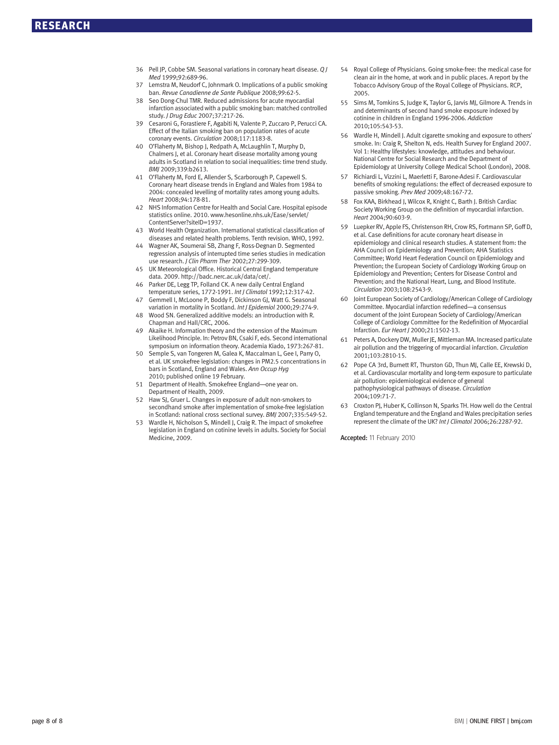36 Pell JP, Cobbe SM. Seasonal variations in coronary heart disease. *Q J Med* 1999;92:689-96.
37 Lemstra M, Neudorf C, Johnmark O. Implications of a public smoking ban. *Revue Canadienne de Sante Publique* 2008;99:62-5.
38 Seo Dong-Chul TMR. Reduced admissions for acute myocardial infarction associated with a public smoking ban: matched controlled study. *J Drug Educ* 2007;37:217-26.
39 Cesaroni G, Forastiere F, Agabiti N, Valente P, Zuccaro P, Perucci CA. Effect of the Italian smoking ban on population rates of acute coronary events. *Circulation* 2008;117:1183-8.
40 O'Flaherty M, Bishop J, Redpath A, McLaughlin T, Murphy D, Chalmers J, et al. Coronary heart disease mortality among young adults in Scotland in relation to social inequalities: time trend study. *BMJ* 2009;339:b2613.
41 O'Flaherty M, Ford E, Allender S, Scarborough P, Capewell S. Coronary heart disease trends in England and Wales from 1984 to 2004: concealed levelling of mortality rates among young adults. *Heart* 2008;94:178-81.
42 NHS Information Centre for Health and Social Care. Hospital episode statistics online. 2010. www.hesonline.nhs.uk/Ease/servlet/ContentServer?siteID=1937.
43 World Health Organization. International statistical classification of diseases and related health problems. Tenth revision. WHO, 1992.
44 Wagner AK, Soumerai SB, Zhang F, Ross-Degnan D. Segmented regression analysis of interrupted time series studies in medication use research. *J Clin Pharm Ther* 2002;27:299-309.
45 UK Meteorological Office. Historical Central England temperature data. 2009. http://badc.nerc.ac.uk/data/cet/.
46 Parker DE, Legg TP, Folland CK. A new daily Central England temperature series, 1772-1991. *Int J Climatol* 1992;12:317-42.
47 Gemmell I, McLoone P, Boddy F, Dickinson GJ, Watt G. Seasonal variation in mortality in Scotland. *Int J Epidemiol* 2000;29:274-9.
48 Wood SN. Generalized additive models: an introduction with R. Chapman and Hall/CRC, 2006.
49 Akaike H. Information theory and the extension of the Maximum Likelihood Principle. In: Petrov BN, Csaki F, eds. Second international symposium on information theory. Academia Kiado, 1973:267-81.
50 Semple S, van Tongeren M, Galea K, Maccalman L, Gee I, Parry O, et al. UK smokefree legislation: changes in PM2.5 concentrations in bars in Scotland, England and Wales. *Ann Occup Hyg* 2010; published online 19 February.
51 Department of Health. Smokefree England—one year on. Department of Health, 2009.
52 Haw SJ, Gruer L. Changes in exposure of adult non-smokers to secondhand smoke after implementation of smoke-free legislation in Scotland: national cross sectional survey. *BMJ* 2007;335:549-52.
53 Wardle H, Nicholson S, Mindell J, Craig R. The impact of smokefree legislation in England on cotinine levels in adults. Society for Social Medicine, 2009.
54 Royal College of Physicians. Going smoke-free: the medical case for clean air in the home, at work and in public places. A report by the Tobacco Advisory Group of the Royal College of Physicians. RCP, 2005.
55 Sims M, Tomkins S, Judge K, Taylor G, Jarvis MJ, Gilmore A. Trends in and determinants of second hand smoke exposure indexed by cotinine in children in England 1996-2006. *Addiction* 2010;105:543-53.
56 Wardle H, Mindell J. Adult cigarette smoking and exposure to others' smoke. In: Craig R, Shelton N, eds. Health Survey for England 2007. Vol 1: Healthy lifestyles: knowledge, attitudes and behaviour. National Centre for Social Research and the Department of Epidemiology at University College Medical School (London), 2008.
57 Richiardi L, Vizzini L, Maerletti F, Barone-Adesi F. Cardiovascular benefits of smoking regulations: the effect of decreased exposure to passive smoking. *Prev Med* 2009;48:167-72.
58 Fox KAA, Birkhead J, Wilcox R, Knight C, Barth J. British Cardiac Society Working Group on the definition of myocardial infarction. *Heart* 2004;90:603-9.
59 Luepker RV, Apple FS, Christenson RH, Crow RS, Fortmann SP, Goff D, et al. Case definitions for acute coronary heart disease in epidemiology and clinical research studies. A statement from: the AHA Council on Epidemiology and Prevention; AHA Statistics Committee; World Heart Federation Council on Epidemiology and Prevention; the European Society of Cardiology Working Group on Epidemiology and Prevention; Centers for Disease Control and Prevention; and the National Heart, Lung, and Blood Institute. *Circulation* 2003;108:2543-9.
60 Joint European Society of Cardiology/American College of Cardiology Committee. Myocardial infarction redefined—a consensus document of the Joint European Society of Cardiology/American College of Cardiology Committee for the Redefinition of Myocardial Infarction. *Eur Heart J* 2000;21:1502-13.
61 Peters A, Dockery DW, Muller JE, Mittleman MA. Increased particulate air pollution and the triggering of myocardial infarction. *Circulation* 2001;103:2810-15.
62 Pope CA 3rd, Burnett RT, Thurston GD, Thun MJ, Calle EE, Krewski D, et al. Cardiovascular mortality and long-term exposure to particulate air pollution: epidemiological evidence of general pathophysiological pathways of disease. *Circulation* 2004;109:71-7.
63 Croxton PJ, Huber K, Collinson N, Sparks TH. How well do the Central England temperature and the England and Wales precipitation series represent the climate of the UK? *Int J Climatol* 2006;26:2287-92.

**Accepted:** 11 February 2010